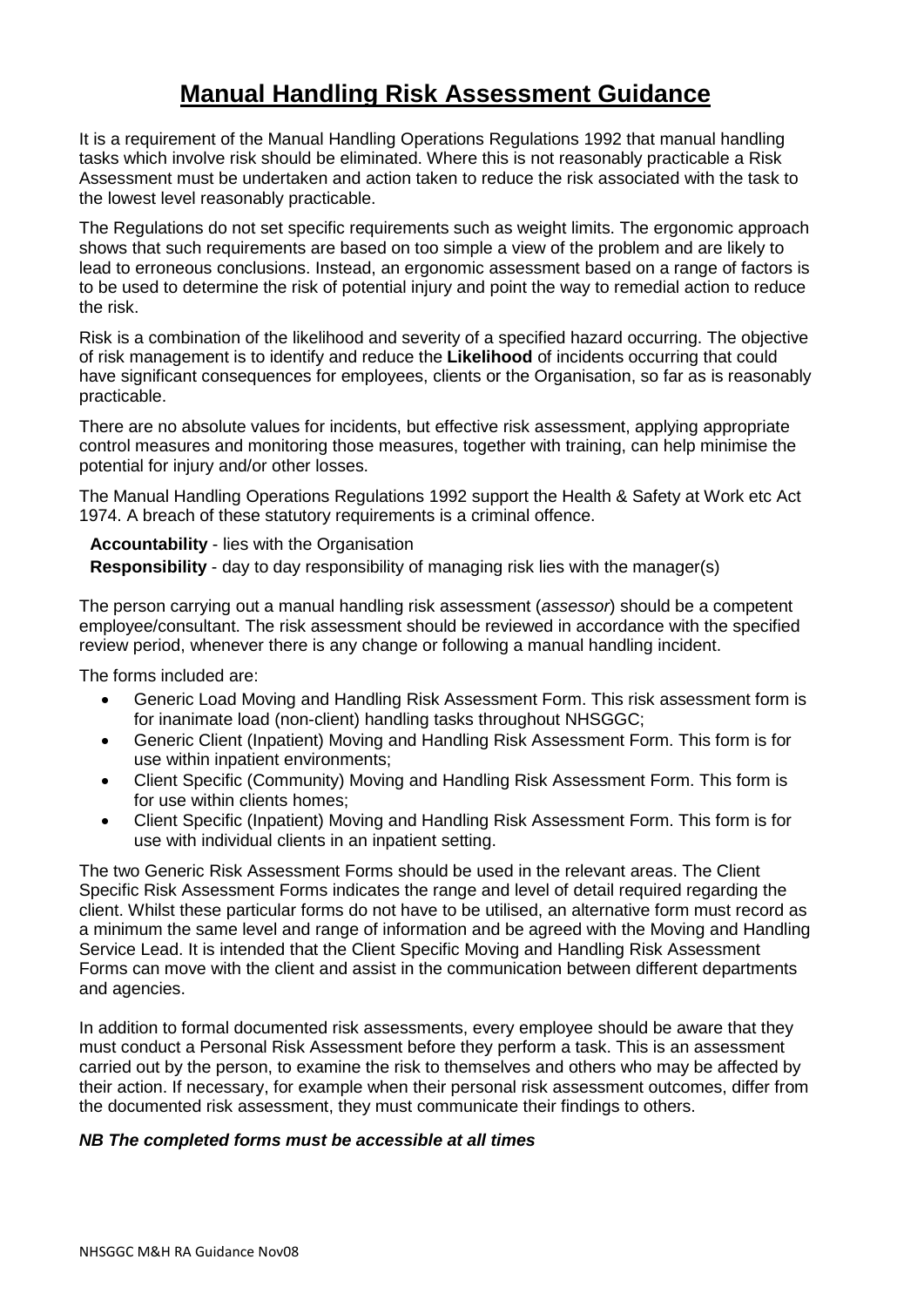# Manual Handling Risk Assessment Guidance

It is a requirement of the Manual Handling Operations Regulations 1992 that manual handling tasks which involve risk should be eliminated. Where this is not reasonably practicable a Risk Assessment must be undertaken and action taken to reduce the risk associated with the task to the lowest level reasonably practicable.

The Regulations do not set specific requirements such as weight limits. The ergonomic approach shows that such requirements are based on too simple a view of the problem and are likely to lead to erroneous conclusions. Instead, an ergonomic assessment based on a range of factors is to be used to determine the risk of potential injury and point the way to remedial action to reduce the risk.

Risk is a combination of the likelihood and severity of a specified hazard occurring. The objective of risk management is to identify and reduce the **Likelihood** of incidents occurring that could have significant consequences for employees, clients or the Organisation, so far as is reasonably practicable.

There are no absolute values for incidents, but effective risk assessment, applying appropriate control measures and monitoring those measures, together with training, can help minimise the potential for injury and/or other losses.

The Manual Handling Operations Regulations 1992 support the Health & Safety at Work etc Act 1974. A breach of these statutory requirements is a criminal offence.

**Accountability** - lies with the Organisation

**Responsibility** - day to day responsibility of managing risk lies with the manager(s)

The person carrying out a manual handling risk assessment (*assessor*) should be a competent employee/consultant. The risk assessment should be reviewed in accordance with the specified review period, whenever there is any change or following a manual handling incident.

The forms included are:

- Generic Load Moving and Handling Risk Assessment Form. This risk assessment form is for inanimate load (non-client) handling tasks throughout NHSGGC;
- Generic Client (Inpatient) Moving and Handling Risk Assessment Form. This form is for use within inpatient environments;
- Client Specific (Community) Moving and Handling Risk Assessment Form. This form is for use within clients homes;
- Client Specific (Inpatient) Moving and Handling Risk Assessment Form. This form is for use with individual clients in an inpatient setting.

The two Generic Risk Assessment Forms should be used in the relevant areas. The Client Specific Risk Assessment Forms indicates the range and level of detail required regarding the client. Whilst these particular forms do not have to be utilised, an alternative form must record as a minimum the same level and range of information and be agreed with the Moving and Handling Service Lead. It is intended that the Client Specific Moving and Handling Risk Assessment Forms can move with the client and assist in the communication between different departments and agencies.

In addition to formal documented risk assessments, every employee should be aware that they must conduct a Personal Risk Assessment before they perform a task. This is an assessment carried out by the person, to examine the risk to themselves and others who may be affected by their action. If necessary, for example when their personal risk assessment outcomes, differ from the documented risk assessment, they must communicate their findings to others.

***NB The completed forms must be accessible at all times***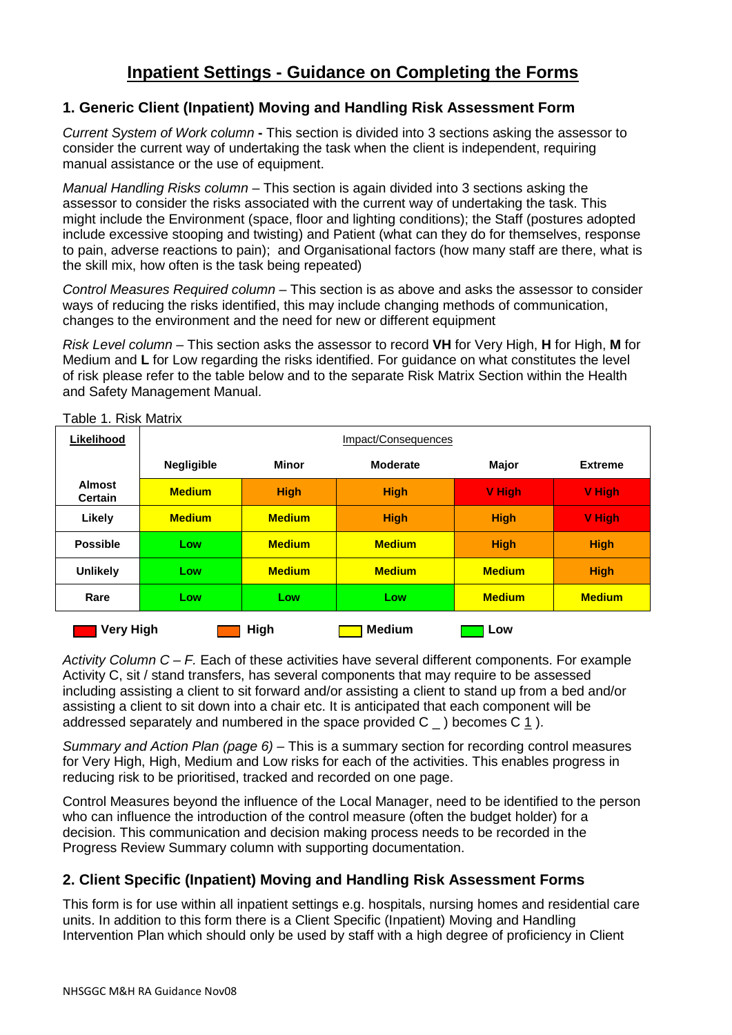# Inpatient Settings - Guidance on Completing the Forms

## 1. Generic Client (Inpatient) Moving and Handling Risk Assessment Form

*Current System of Work column* **-** This section is divided into 3 sections asking the assessor to consider the current way of undertaking the task when the client is independent, requiring manual assistance or the use of equipment.

*Manual Handling Risks column* – This section is again divided into 3 sections asking the assessor to consider the risks associated with the current way of undertaking the task. This might include the Environment (space, floor and lighting conditions); the Staff (postures adopted include excessive stooping and twisting) and Patient (what can they do for themselves, response to pain, adverse reactions to pain); and Organisational factors (how many staff are there, what is the skill mix, how often is the task being repeated)

*Control Measures Required column* – This section is as above and asks the assessor to consider ways of reducing the risks identified, this may include changing methods of communication, changes to the environment and the need for new or different equipment

*Risk Level column* – This section asks the assessor to record **VH** for Very High, **H** for High, **M** for Medium and **L** for Low regarding the risks identified. For guidance on what constitutes the level of risk please refer to the table below and to the separate Risk Matrix Section within the Health and Safety Management Manual.

Table 1. Risk Matrix

| Likelihood | Impact/Consequences | | | | |
|---|---|---|---|---|---|
| | **Negligible** | **Minor** | **Moderate** | **Major** | **Extreme** |
| **Almost Certain** | Medium | High | High | V High | V High |
| **Likely** | Medium | Medium | High | High | V High |
| **Possible** | Low | Medium | Medium | High | High |
| **Unlikely** | Low | Medium | Medium | Medium | High |
| **Rare** | Low | Low | Low | Medium | Medium |

**Very High** **High** **Medium** **Low**

*Activity Column C – F.* Each of these activities have several different components. For example Activity C, sit / stand transfers, has several components that may require to be assessed including assisting a client to sit forward and/or assisting a client to stand up from a bed and/or assisting a client to sit down into a chair etc. It is anticipated that each component will be addressed separately and numbered in the space provided C _ ) becomes C 1 ).

*Summary and Action Plan (page 6)* – This is a summary section for recording control measures for Very High, High, Medium and Low risks for each of the activities. This enables progress in reducing risk to be prioritised, tracked and recorded on one page.

Control Measures beyond the influence of the Local Manager, need to be identified to the person who can influence the introduction of the control measure (often the budget holder) for a decision. This communication and decision making process needs to be recorded in the Progress Review Summary column with supporting documentation.

## 2. Client Specific (Inpatient) Moving and Handling Risk Assessment Forms

This form is for use within all inpatient settings e.g. hospitals, nursing homes and residential care units. In addition to this form there is a Client Specific (Inpatient) Moving and Handling Intervention Plan which should only be used by staff with a high degree of proficiency in Client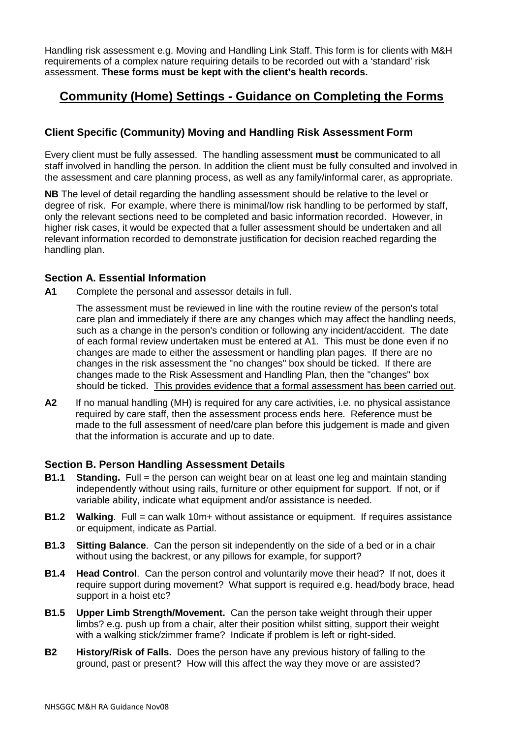Handling risk assessment e.g. Moving and Handling Link Staff. This form is for clients with M&H requirements of a complex nature requiring details to be recorded out with a 'standard' risk assessment. **These forms must be kept with the client's health records.**

## Community (Home) Settings - Guidance on Completing the Forms

### Client Specific (Community) Moving and Handling Risk Assessment Form

Every client must be fully assessed. The handling assessment **must** be communicated to all staff involved in handling the person. In addition the client must be fully consulted and involved in the assessment and care planning process, as well as any family/informal carer, as appropriate.

**NB** The level of detail regarding the handling assessment should be relative to the level or degree of risk. For example, where there is minimal/low risk handling to be performed by staff, only the relevant sections need to be completed and basic information recorded. However, in higher risk cases, it would be expected that a fuller assessment should be undertaken and all relevant information recorded to demonstrate justification for decision reached regarding the handling plan.

### Section A. Essential Information

**A1** Complete the personal and assessor details in full.

The assessment must be reviewed in line with the routine review of the person's total care plan and immediately if there are any changes which may affect the handling needs, such as a change in the person's condition or following any incident/accident. The date of each formal review undertaken must be entered at A1. This must be done even if no changes are made to either the assessment or handling plan pages. If there are no changes in the risk assessment the "no changes" box should be ticked. If there are changes made to the Risk Assessment and Handling Plan, then the "changes" box should be ticked. <u>This provides evidence that a formal assessment has been carried out</u>.

**A2** If no manual handling (MH) is required for any care activities, i.e. no physical assistance required by care staff, then the assessment process ends here. Reference must be made to the full assessment of need/care plan before this judgement is made and given that the information is accurate and up to date.

### Section B. Person Handling Assessment Details

**B1.1** **Standing.** Full = the person can weight bear on at least one leg and maintain standing independently without using rails, furniture or other equipment for support. If not, or if variable ability, indicate what equipment and/or assistance is needed.

**B1.2** **Walking**. Full = can walk 10m+ without assistance or equipment. If requires assistance or equipment, indicate as Partial.

**B1.3** **Sitting Balance**. Can the person sit independently on the side of a bed or in a chair without using the backrest, or any pillows for example, for support?

**B1.4** **Head Control**. Can the person control and voluntarily move their head? If not, does it require support during movement? What support is required e.g. head/body brace, head support in a hoist etc?

**B1.5** **Upper Limb Strength/Movement.** Can the person take weight through their upper limbs? e.g. push up from a chair, alter their position whilst sitting, support their weight with a walking stick/zimmer frame? Indicate if problem is left or right-sided.

**B2** **History/Risk of Falls.** Does the person have any previous history of falling to the ground, past or present? How will this affect the way they move or are assisted?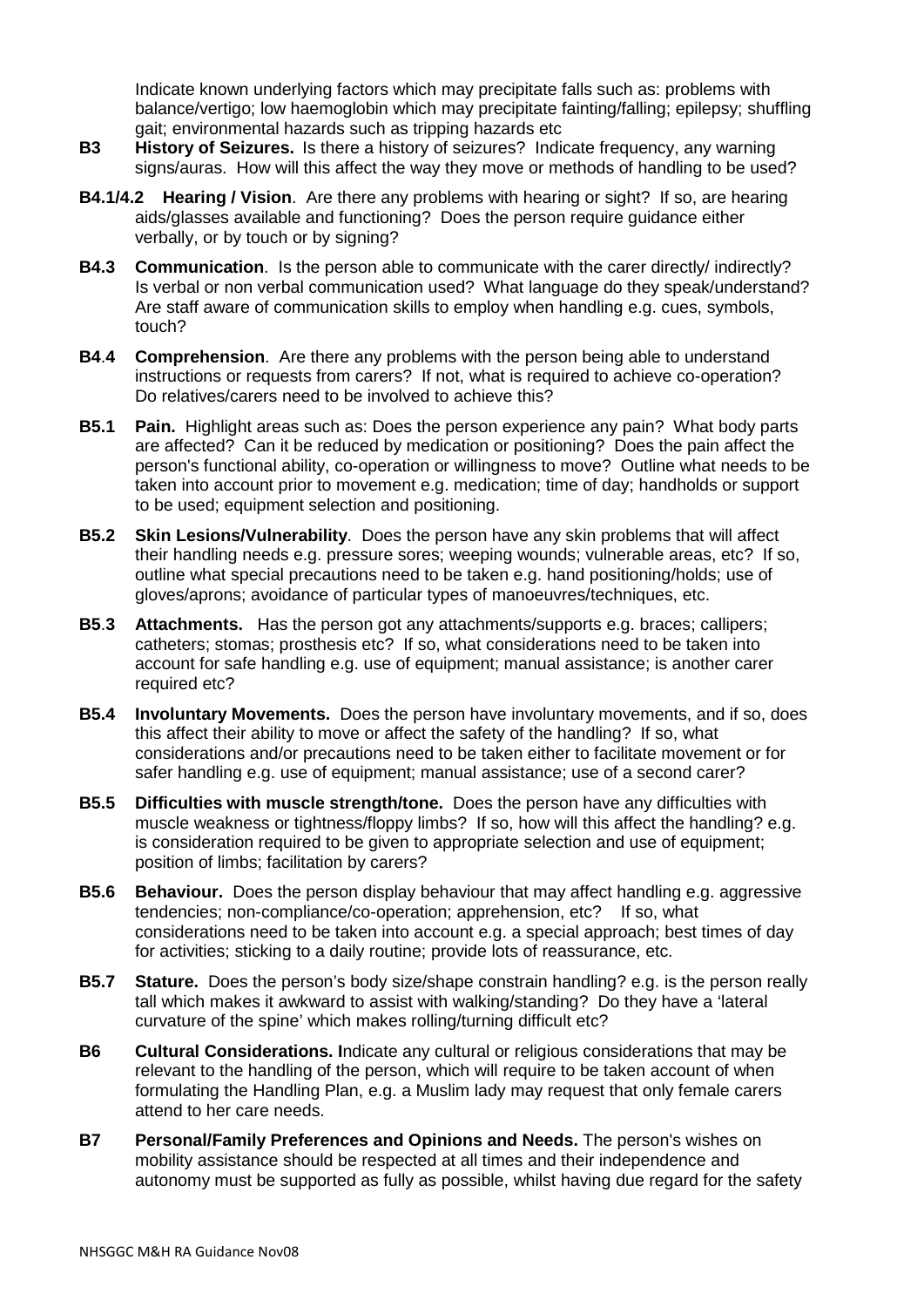Indicate known underlying factors which may precipitate falls such as: problems with balance/vertigo; low haemoglobin which may precipitate fainting/falling; epilepsy; shuffling gait; environmental hazards such as tripping hazards etc

**B3** **History of Seizures.** Is there a history of seizures? Indicate frequency, any warning signs/auras. How will this affect the way they move or methods of handling to be used?

**B4.1/4.2** **Hearing / Vision**. Are there any problems with hearing or sight? If so, are hearing aids/glasses available and functioning? Does the person require guidance either verbally, or by touch or by signing?

**B4.3** **Communication**. Is the person able to communicate with the carer directly/ indirectly? Is verbal or non verbal communication used? What language do they speak/understand? Are staff aware of communication skills to employ when handling e.g. cues, symbols, touch?

**B4.4** **Comprehension**. Are there any problems with the person being able to understand instructions or requests from carers? If not, what is required to achieve co-operation? Do relatives/carers need to be involved to achieve this?

**B5.1** **Pain.** Highlight areas such as: Does the person experience any pain? What body parts are affected? Can it be reduced by medication or positioning? Does the pain affect the person's functional ability, co-operation or willingness to move? Outline what needs to be taken into account prior to movement e.g. medication; time of day; handholds or support to be used; equipment selection and positioning.

**B5.2** **Skin Lesions/Vulnerability**. Does the person have any skin problems that will affect their handling needs e.g. pressure sores; weeping wounds; vulnerable areas, etc? If so, outline what special precautions need to be taken e.g. hand positioning/holds; use of gloves/aprons; avoidance of particular types of manoeuvres/techniques, etc.

**B5.3** **Attachments.** Has the person got any attachments/supports e.g. braces; callipers; catheters; stomas; prosthesis etc? If so, what considerations need to be taken into account for safe handling e.g. use of equipment; manual assistance; is another carer required etc?

**B5.4** **Involuntary Movements.** Does the person have involuntary movements, and if so, does this affect their ability to move or affect the safety of the handling? If so, what considerations and/or precautions need to be taken either to facilitate movement or for safer handling e.g. use of equipment; manual assistance; use of a second carer?

**B5.5** **Difficulties with muscle strength/tone.** Does the person have any difficulties with muscle weakness or tightness/floppy limbs? If so, how will this affect the handling? e.g. is consideration required to be given to appropriate selection and use of equipment; position of limbs; facilitation by carers?

**B5.6** **Behaviour.** Does the person display behaviour that may affect handling e.g. aggressive tendencies; non-compliance/co-operation; apprehension, etc? If so, what considerations need to be taken into account e.g. a special approach; best times of day for activities; sticking to a daily routine; provide lots of reassurance, etc.

**B5.7** **Stature.** Does the person's body size/shape constrain handling? e.g. is the person really tall which makes it awkward to assist with walking/standing? Do they have a 'lateral curvature of the spine' which makes rolling/turning difficult etc?

**B6** **Cultural Considerations. I**ndicate any cultural or religious considerations that may be relevant to the handling of the person, which will require to be taken account of when formulating the Handling Plan, e.g. a Muslim lady may request that only female carers attend to her care needs.

**B7** **Personal/Family Preferences and Opinions and Needs.** The person's wishes on mobility assistance should be respected at all times and their independence and autonomy must be supported as fully as possible, whilst having due regard for the safety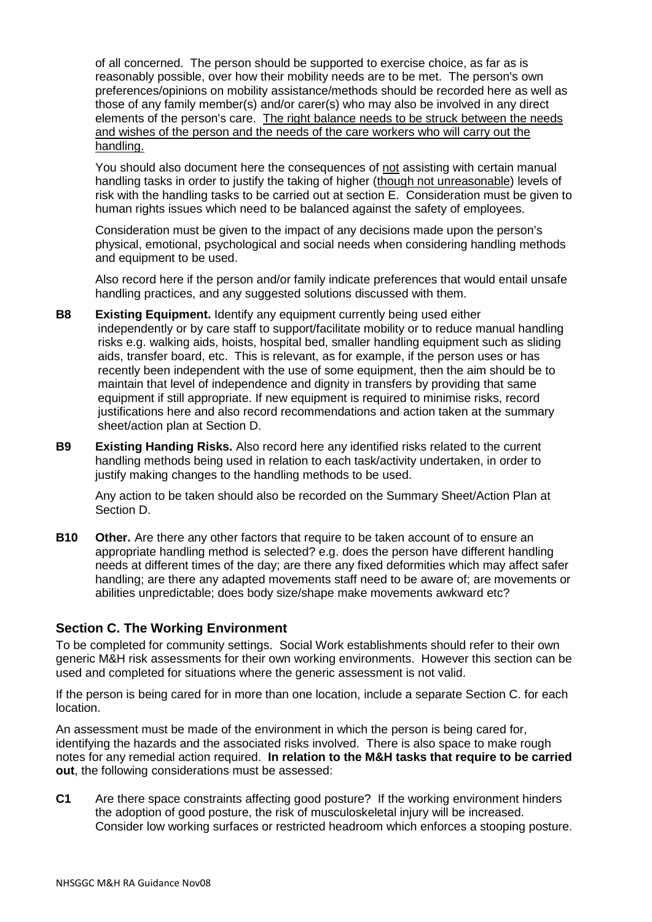of all concerned. The person should be supported to exercise choice, as far as is reasonably possible, over how their mobility needs are to be met. The person's own preferences/opinions on mobility assistance/methods should be recorded here as well as those of any family member(s) and/or carer(s) who may also be involved in any direct elements of the person's care. <u>The right balance needs to be struck between the needs and wishes of the person and the needs of the care workers who will carry out the handling.</u>

You should also document here the consequences of <u>not</u> assisting with certain manual handling tasks in order to justify the taking of higher (<u>though not unreasonable</u>) levels of risk with the handling tasks to be carried out at section E. Consideration must be given to human rights issues which need to be balanced against the safety of employees.

Consideration must be given to the impact of any decisions made upon the person's physical, emotional, psychological and social needs when considering handling methods and equipment to be used.

Also record here if the person and/or family indicate preferences that would entail unsafe handling practices, and any suggested solutions discussed with them.

**B8** **Existing Equipment.** Identify any equipment currently being used either independently or by care staff to support/facilitate mobility or to reduce manual handling risks e.g. walking aids, hoists, hospital bed, smaller handling equipment such as sliding aids, transfer board, etc. This is relevant, as for example, if the person uses or has recently been independent with the use of some equipment, then the aim should be to maintain that level of independence and dignity in transfers by providing that same equipment if still appropriate. If new equipment is required to minimise risks, record justifications here and also record recommendations and action taken at the summary sheet/action plan at Section D.

**B9** **Existing Handing Risks.** Also record here any identified risks related to the current handling methods being used in relation to each task/activity undertaken, in order to justify making changes to the handling methods to be used.

Any action to be taken should also be recorded on the Summary Sheet/Action Plan at Section D.

**B10** **Other.** Are there any other factors that require to be taken account of to ensure an appropriate handling method is selected? e.g. does the person have different handling needs at different times of the day; are there any fixed deformities which may affect safer handling; are there any adapted movements staff need to be aware of; are movements or abilities unpredictable; does body size/shape make movements awkward etc?

## Section C. The Working Environment

To be completed for community settings. Social Work establishments should refer to their own generic M&H risk assessments for their own working environments. However this section can be used and completed for situations where the generic assessment is not valid.

If the person is being cared for in more than one location, include a separate Section C. for each location.

An assessment must be made of the environment in which the person is being cared for, identifying the hazards and the associated risks involved. There is also space to make rough notes for any remedial action required. **In relation to the M&H tasks that require to be carried out**, the following considerations must be assessed:

**C1** Are there space constraints affecting good posture? If the working environment hinders the adoption of good posture, the risk of musculoskeletal injury will be increased. Consider low working surfaces or restricted headroom which enforces a stooping posture.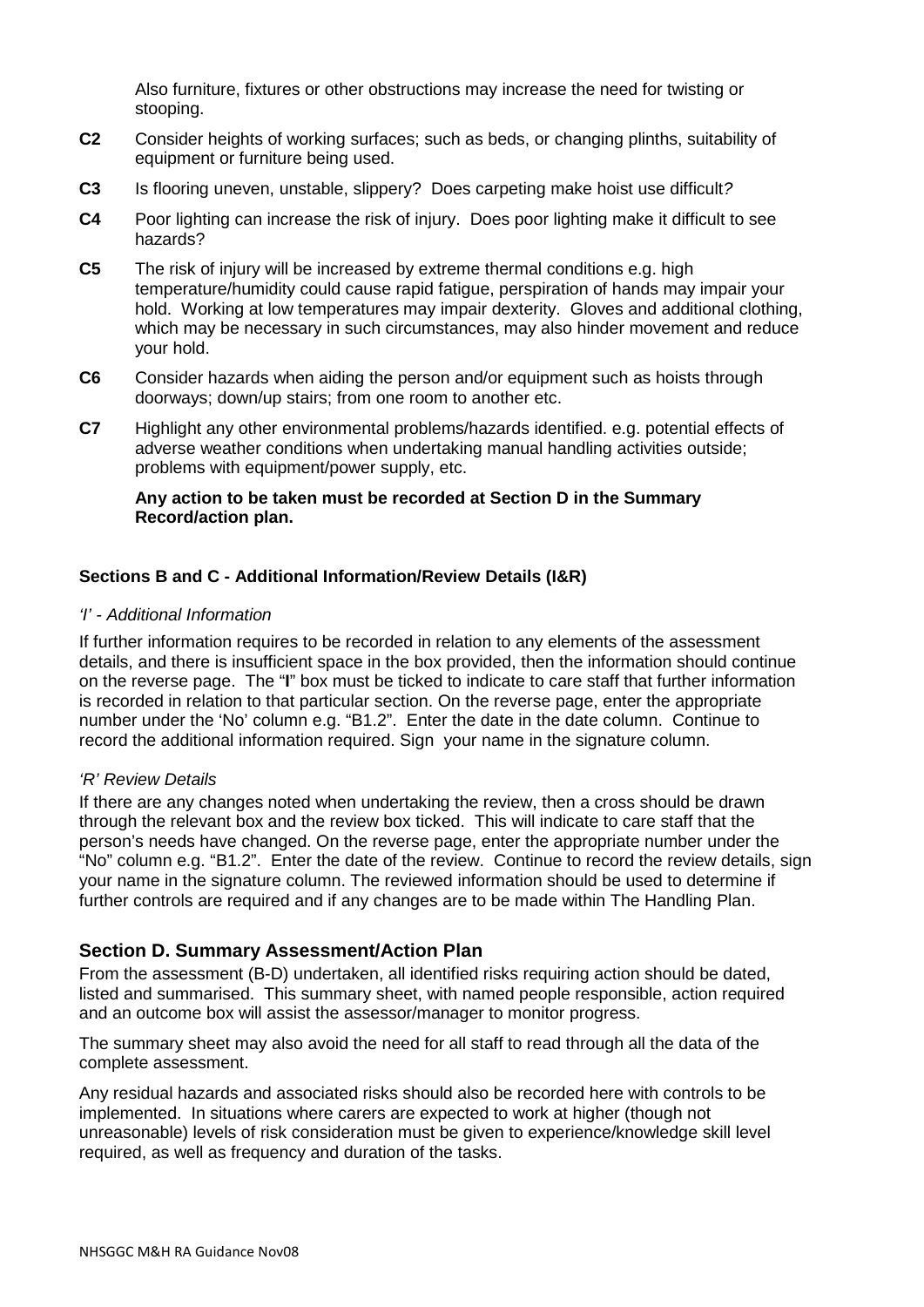Also furniture, fixtures or other obstructions may increase the need for twisting or stooping.

**C2** Consider heights of working surfaces; such as beds, or changing plinths, suitability of equipment or furniture being used.

**C3** Is flooring uneven, unstable, slippery? Does carpeting make hoist use difficult*?*

**C4** Poor lighting can increase the risk of injury. Does poor lighting make it difficult to see hazards?

**C5** The risk of injury will be increased by extreme thermal conditions e.g. high temperature/humidity could cause rapid fatigue, perspiration of hands may impair your hold. Working at low temperatures may impair dexterity. Gloves and additional clothing, which may be necessary in such circumstances, may also hinder movement and reduce your hold.

**C6** Consider hazards when aiding the person and/or equipment such as hoists through doorways; down/up stairs; from one room to another etc.

**C7** Highlight any other environmental problems/hazards identified. e.g. potential effects of adverse weather conditions when undertaking manual handling activities outside; problems with equipment/power supply, etc.

**Any action to be taken must be recorded at Section D in the Summary Record/action plan.**

### Sections B and C - Additional Information/Review Details (I&R)

*'I' - Additional Information*

If further information requires to be recorded in relation to any elements of the assessment details, and there is insufficient space in the box provided, then the information should continue on the reverse page. The "**I**" box must be ticked to indicate to care staff that further information is recorded in relation to that particular section. On the reverse page, enter the appropriate number under the 'No' column e.g. "B1.2". Enter the date in the date column. Continue to record the additional information required. Sign your name in the signature column.

*'R' Review Details*

If there are any changes noted when undertaking the review, then a cross should be drawn through the relevant box and the review box ticked. This will indicate to care staff that the person's needs have changed. On the reverse page, enter the appropriate number under the "No" column e.g. "B1.2". Enter the date of the review. Continue to record the review details, sign your name in the signature column. The reviewed information should be used to determine if further controls are required and if any changes are to be made within The Handling Plan.

## Section D. Summary Assessment/Action Plan

From the assessment (B-D) undertaken, all identified risks requiring action should be dated, listed and summarised. This summary sheet, with named people responsible, action required and an outcome box will assist the assessor/manager to monitor progress.

The summary sheet may also avoid the need for all staff to read through all the data of the complete assessment.

Any residual hazards and associated risks should also be recorded here with controls to be implemented. In situations where carers are expected to work at higher (though not unreasonable) levels of risk consideration must be given to experience/knowledge skill level required, as well as frequency and duration of the tasks.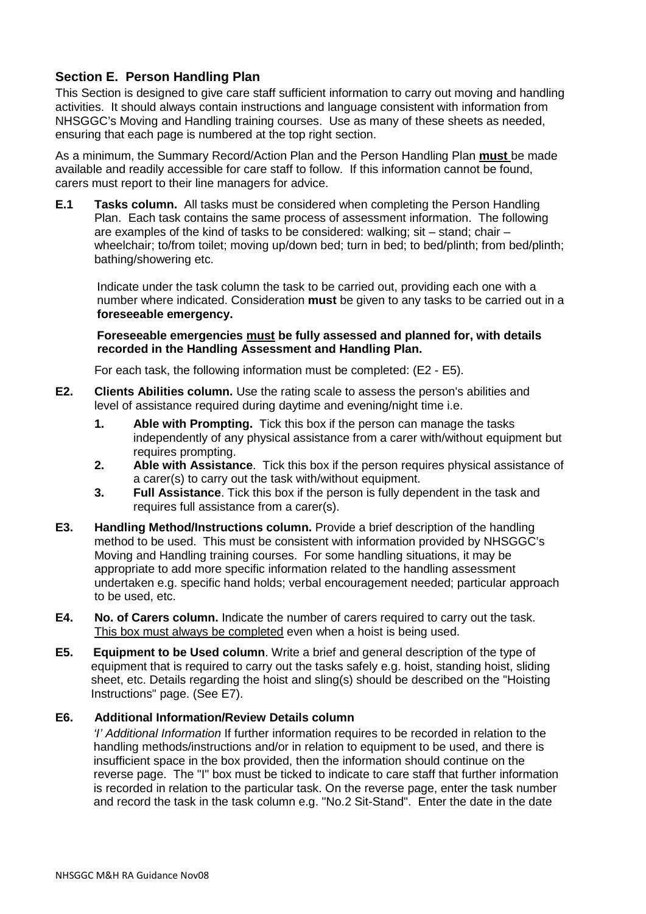## Section E. Person Handling Plan

This Section is designed to give care staff sufficient information to carry out moving and handling activities. It should always contain instructions and language consistent with information from NHSGGC's Moving and Handling training courses. Use as many of these sheets as needed, ensuring that each page is numbered at the top right section.

As a minimum, the Summary Record/Action Plan and the Person Handling Plan **must** be made available and readily accessible for care staff to follow. If this information cannot be found, carers must report to their line managers for advice.

**E.1 Tasks column.** All tasks must be considered when completing the Person Handling Plan. Each task contains the same process of assessment information. The following are examples of the kind of tasks to be considered: walking; sit – stand; chair – wheelchair; to/from toilet; moving up/down bed; turn in bed; to bed/plinth; from bed/plinth; bathing/showering etc.

Indicate under the task column the task to be carried out, providing each one with a number where indicated. Consideration **must** be given to any tasks to be carried out in a **foreseeable emergency.**

**Foreseeable emergencies must be fully assessed and planned for, with details recorded in the Handling Assessment and Handling Plan.**

For each task, the following information must be completed: (E2 - E5).

**E2. Clients Abilities column.** Use the rating scale to assess the person's abilities and level of assistance required during daytime and evening/night time i.e.

1. **Able with Prompting.** Tick this box if the person can manage the tasks independently of any physical assistance from a carer with/without equipment but requires prompting.
2. **Able with Assistance**. Tick this box if the person requires physical assistance of a carer(s) to carry out the task with/without equipment.
3. **Full Assistance**. Tick this box if the person is fully dependent in the task and requires full assistance from a carer(s).

**E3. Handling Method/Instructions column.** Provide a brief description of the handling method to be used. This must be consistent with information provided by NHSGGC's Moving and Handling training courses. For some handling situations, it may be appropriate to add more specific information related to the handling assessment undertaken e.g. specific hand holds; verbal encouragement needed; particular approach to be used, etc.

**E4. No. of Carers column.** Indicate the number of carers required to carry out the task. This box must always be completed even when a hoist is being used.

**E5. Equipment to be Used column**. Write a brief and general description of the type of equipment that is required to carry out the tasks safely e.g. hoist, standing hoist, sliding sheet, etc. Details regarding the hoist and sling(s) should be described on the "Hoisting Instructions" page. (See E7).

**E6. Additional Information/Review Details column**

*'I' Additional Information* If further information requires to be recorded in relation to the handling methods/instructions and/or in relation to equipment to be used, and there is insufficient space in the box provided, then the information should continue on the reverse page. The "I" box must be ticked to indicate to care staff that further information is recorded in relation to the particular task. On the reverse page, enter the task number and record the task in the task column e.g. "No.2 Sit-Stand". Enter the date in the date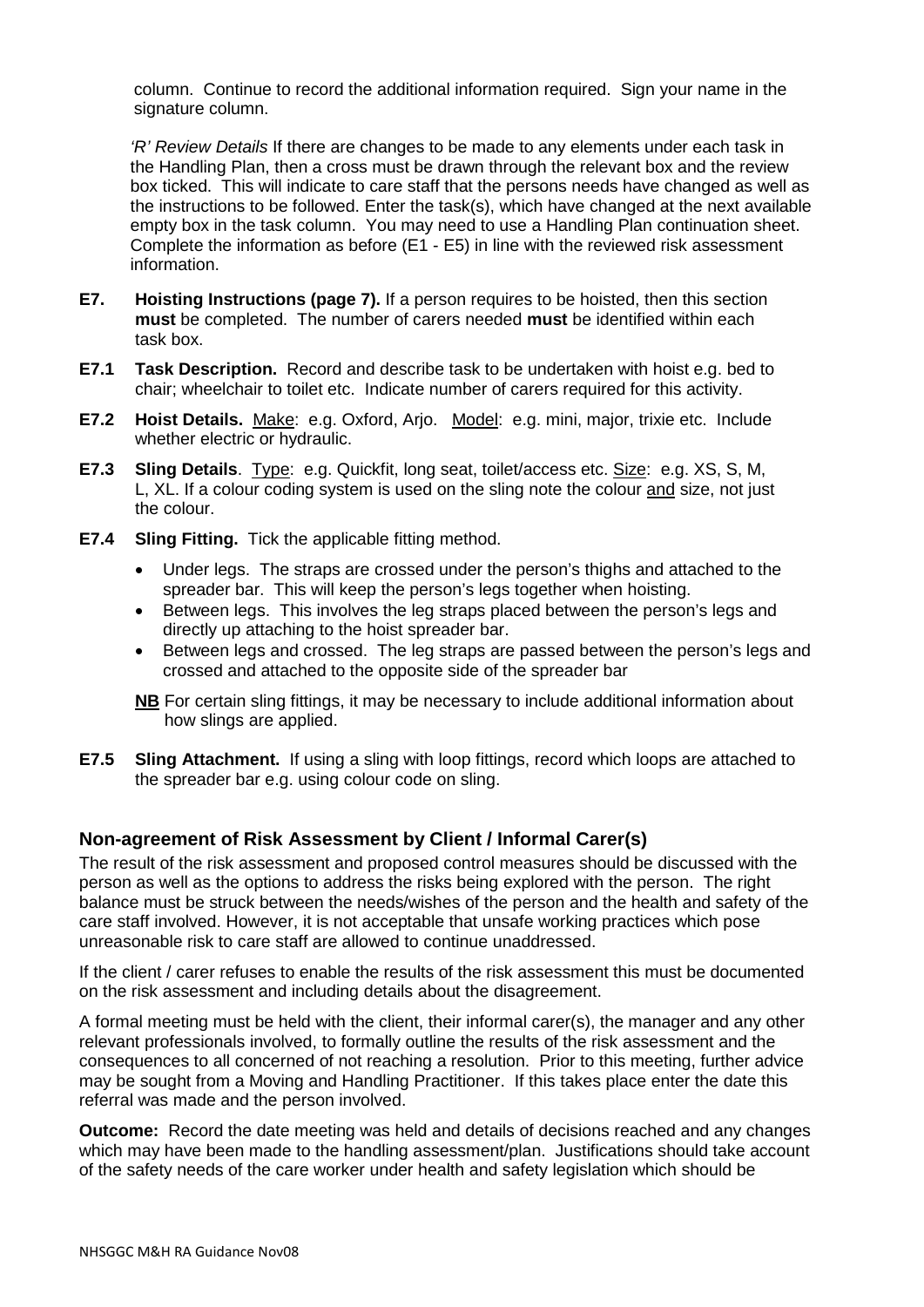column. Continue to record the additional information required. Sign your name in the signature column.

*'R' Review Details* If there are changes to be made to any elements under each task in the Handling Plan, then a cross must be drawn through the relevant box and the review box ticked. This will indicate to care staff that the persons needs have changed as well as the instructions to be followed. Enter the task(s), which have changed at the next available empty box in the task column. You may need to use a Handling Plan continuation sheet. Complete the information as before (E1 - E5) in line with the reviewed risk assessment information.

**E7. Hoisting Instructions (page 7).** If a person requires to be hoisted, then this section **must** be completed. The number of carers needed **must** be identified within each task box.

**E7.1 Task Description.** Record and describe task to be undertaken with hoist e.g. bed to chair; wheelchair to toilet etc. Indicate number of carers required for this activity.

**E7.2 Hoist Details.** Make: e.g. Oxford, Arjo. Model: e.g. mini, major, trixie etc. Include whether electric or hydraulic.

**E7.3 Sling Details**. Type: e.g. Quickfit, long seat, toilet/access etc. Size: e.g. XS, S, M, L, XL. If a colour coding system is used on the sling note the colour and size, not just the colour.

**E7.4 Sling Fitting.** Tick the applicable fitting method.

- Under legs. The straps are crossed under the person's thighs and attached to the spreader bar. This will keep the person's legs together when hoisting.
- Between legs. This involves the leg straps placed between the person's legs and directly up attaching to the hoist spreader bar.
- Between legs and crossed. The leg straps are passed between the person's legs and crossed and attached to the opposite side of the spreader bar

**NB** For certain sling fittings, it may be necessary to include additional information about how slings are applied.

**E7.5 Sling Attachment.** If using a sling with loop fittings, record which loops are attached to the spreader bar e.g. using colour code on sling.

## Non-agreement of Risk Assessment by Client / Informal Carer(s)

The result of the risk assessment and proposed control measures should be discussed with the person as well as the options to address the risks being explored with the person. The right balance must be struck between the needs/wishes of the person and the health and safety of the care staff involved. However, it is not acceptable that unsafe working practices which pose unreasonable risk to care staff are allowed to continue unaddressed.

If the client / carer refuses to enable the results of the risk assessment this must be documented on the risk assessment and including details about the disagreement.

A formal meeting must be held with the client, their informal carer(s), the manager and any other relevant professionals involved, to formally outline the results of the risk assessment and the consequences to all concerned of not reaching a resolution. Prior to this meeting, further advice may be sought from a Moving and Handling Practitioner. If this takes place enter the date this referral was made and the person involved.

**Outcome:** Record the date meeting was held and details of decisions reached and any changes which may have been made to the handling assessment/plan. Justifications should take account of the safety needs of the care worker under health and safety legislation which should be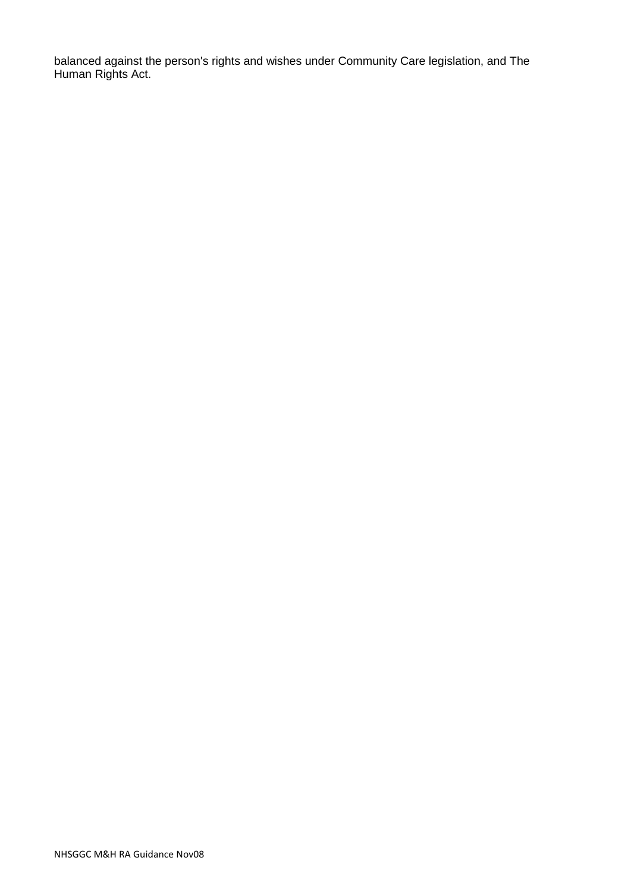balanced against the person's rights and wishes under Community Care legislation, and The Human Rights Act.